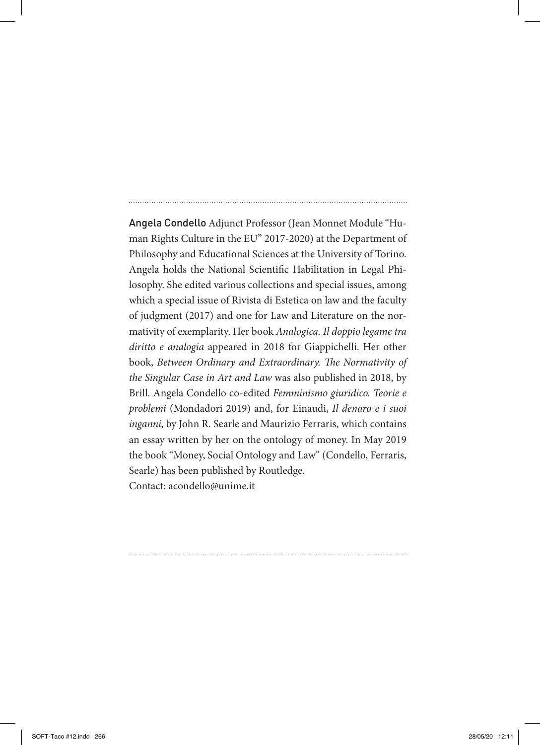**Angela Condello** Adjunct Professor (Jean Monnet Module "Human Rights Culture in the EU" 2017-2020) at the Department of Philosophy and Educational Sciences at the University of Torino. Angela holds the National Scientific Habilitation in Legal Philosophy. She edited various collections and special issues, among which a special issue of Rivista di Estetica on law and the faculty of judgment (2017) and one for Law and Literature on the normativity of exemplarity. Her book *Analogica. Il doppio legame tra diritto e analogia* appeared in 2018 for Giappichelli. Her other book, *Between Ordinary and Extraordinary. The Normativity of the Singular Case in Art and Law* was also published in 2018, by Brill. Angela Condello co-edited *Femminismo giuridico. Teorie e problemi* (Mondadori 2019) and, for Einaudi, *Il denaro e i suoi inganni*, by John R. Searle and Maurizio Ferraris, which contains an essay written by her on the ontology of money. In May 2019 the book "Money, Social Ontology and Law" (Condello, Ferraris, Searle) has been published by Routledge.
Contact: acondello@unime.it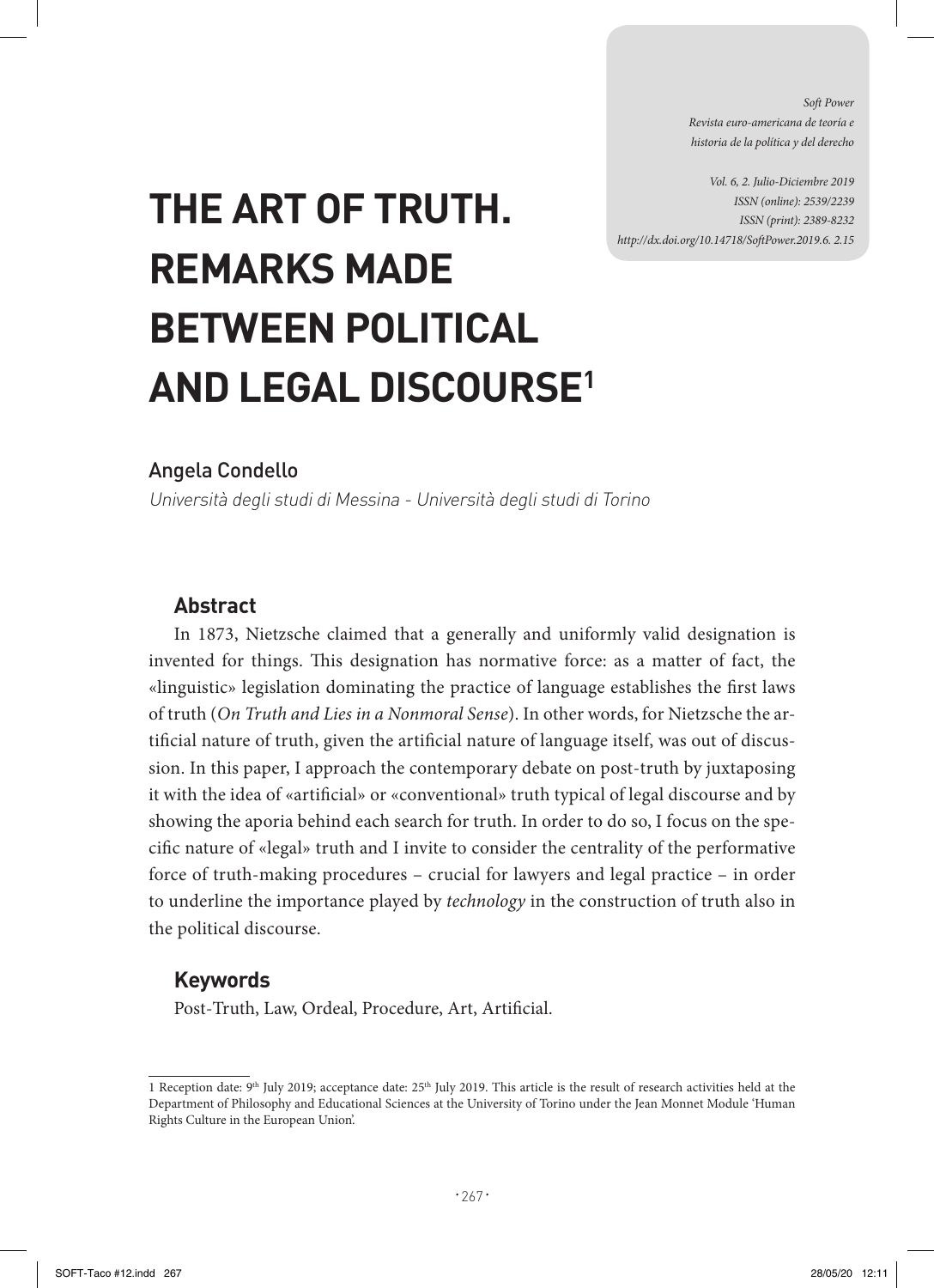# THE ART OF TRUTH. REMARKS MADE BETWEEN POLITICAL AND LEGAL DISCOURSE[1]

Angela Condello

*Università degli studi di Messina - Università degli studi di Torino*

## Abstract

In 1873, Nietzsche claimed that a generally and uniformly valid designation is invented for things. This designation has normative force: as a matter of fact, the «linguistic» legislation dominating the practice of language establishes the first laws of truth (*On Truth and Lies in a Nonmoral Sense*). In other words, for Nietzsche the artificial nature of truth, given the artificial nature of language itself, was out of discussion. In this paper, I approach the contemporary debate on post-truth by juxtaposing it with the idea of «artificial» or «conventional» truth typical of legal discourse and by showing the aporia behind each search for truth. In order to do so, I focus on the specific nature of «legal» truth and I invite to consider the centrality of the performative force of truth-making procedures – crucial for lawyers and legal practice – in order to underline the importance played by *technology* in the construction of truth also in the political discourse.

## Keywords

Post-Truth, Law, Ordeal, Procedure, Art, Artificial.

---

[1] Reception date: 9th July 2019; acceptance date: 25th July 2019. This article is the result of research activities held at the Department of Philosophy and Educational Sciences at the University of Torino under the Jean Monnet Module 'Human Rights Culture in the European Union'.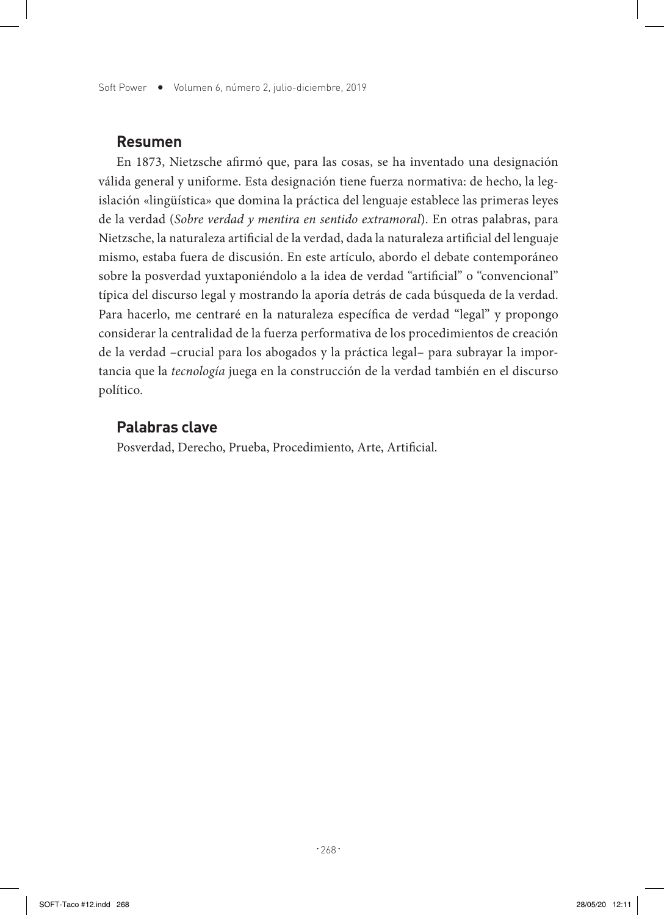## Resumen

En 1873, Nietzsche afirmó que, para las cosas, se ha inventado una designación válida general y uniforme. Esta designación tiene fuerza normativa: de hecho, la legislación «lingüística» que domina la práctica del lenguaje establece las primeras leyes de la verdad (*Sobre verdad y mentira en sentido extramoral*). En otras palabras, para Nietzsche, la naturaleza artificial de la verdad, dada la naturaleza artificial del lenguaje mismo, estaba fuera de discusión. En este artículo, abordo el debate contemporáneo sobre la posverdad yuxtaponiéndolo a la idea de verdad "artificial" o "convencional" típica del discurso legal y mostrando la aporía detrás de cada búsqueda de la verdad. Para hacerlo, me centraré en la naturaleza específica de verdad "legal" y propongo considerar la centralidad de la fuerza performativa de los procedimientos de creación de la verdad –crucial para los abogados y la práctica legal– para subrayar la importancia que la *tecnología* juega en la construcción de la verdad también en el discurso político.

## Palabras clave

Posverdad, Derecho, Prueba, Procedimiento, Arte, Artificial.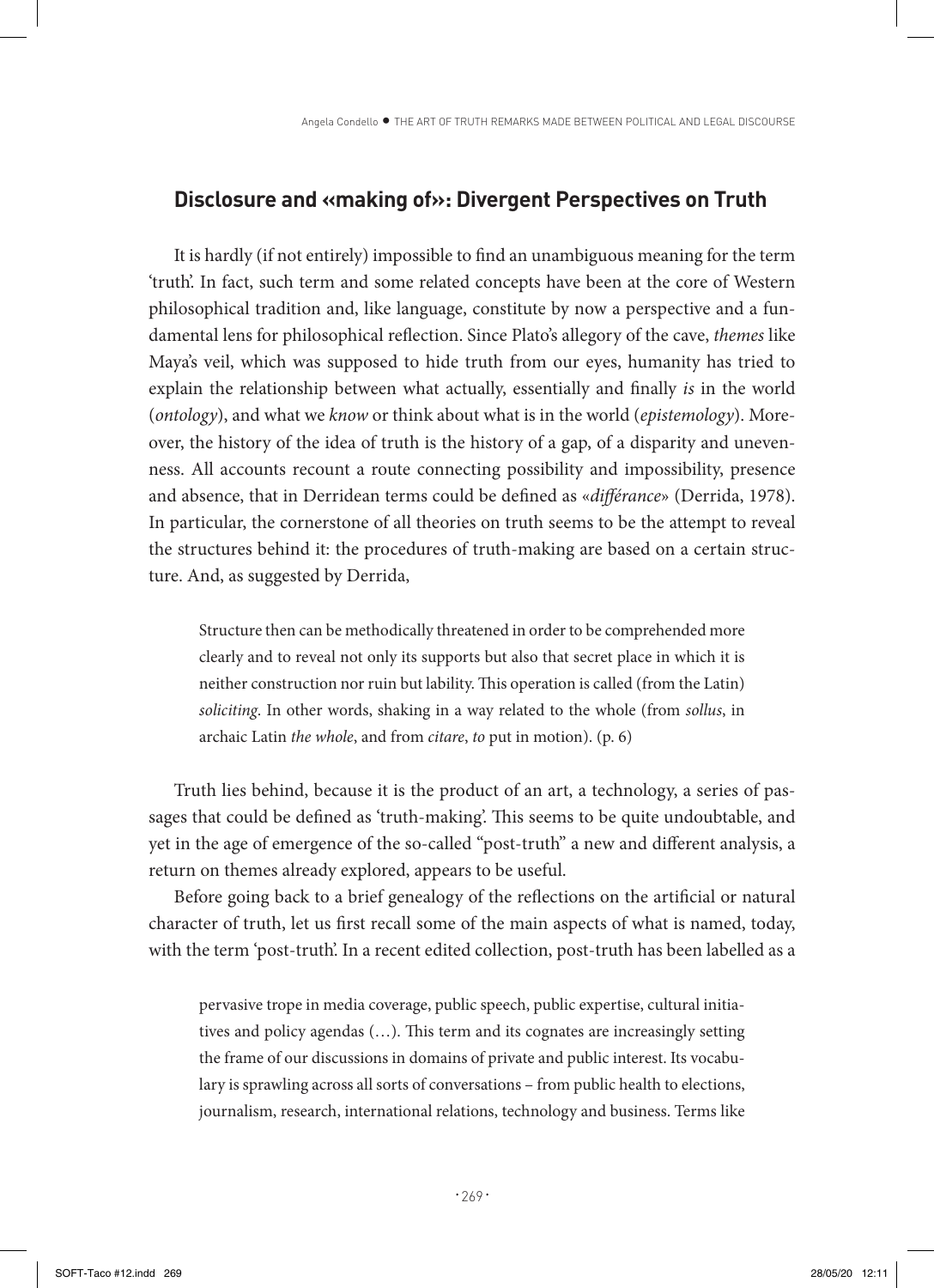## Disclosure and «making of»: Divergent Perspectives on Truth

It is hardly (if not entirely) impossible to find an unambiguous meaning for the term 'truth'. In fact, such term and some related concepts have been at the core of Western philosophical tradition and, like language, constitute by now a perspective and a fundamental lens for philosophical reflection. Since Plato's allegory of the cave, *themes* like Maya's veil, which was supposed to hide truth from our eyes, humanity has tried to explain the relationship between what actually, essentially and finally *is* in the world (*ontology*), and what we *know* or think about what is in the world (*epistemology*). Moreover, the history of the idea of truth is the history of a gap, of a disparity and unevenness. All accounts recount a route connecting possibility and impossibility, presence and absence, that in Derridean terms could be defined as «*différance*» (Derrida, 1978). In particular, the cornerstone of all theories on truth seems to be the attempt to reveal the structures behind it: the procedures of truth-making are based on a certain structure. And, as suggested by Derrida,

> Structure then can be methodically threatened in order to be comprehended more clearly and to reveal not only its supports but also that secret place in which it is neither construction nor ruin but lability. This operation is called (from the Latin) *soliciting*. In other words, shaking in a way related to the whole (from *sollus*, in archaic Latin *the whole*, and from *citare*, *to* put in motion). (p. 6)

Truth lies behind, because it is the product of an art, a technology, a series of passages that could be defined as 'truth-making'. This seems to be quite undoubtable, and yet in the age of emergence of the so-called "post-truth" a new and different analysis, a return on themes already explored, appears to be useful.

Before going back to a brief genealogy of the reflections on the artificial or natural character of truth, let us first recall some of the main aspects of what is named, today, with the term 'post-truth'. In a recent edited collection, post-truth has been labelled as a

> pervasive trope in media coverage, public speech, public expertise, cultural initiatives and policy agendas (…). This term and its cognates are increasingly setting the frame of our discussions in domains of private and public interest. Its vocabulary is sprawling across all sorts of conversations – from public health to elections, journalism, research, international relations, technology and business. Terms like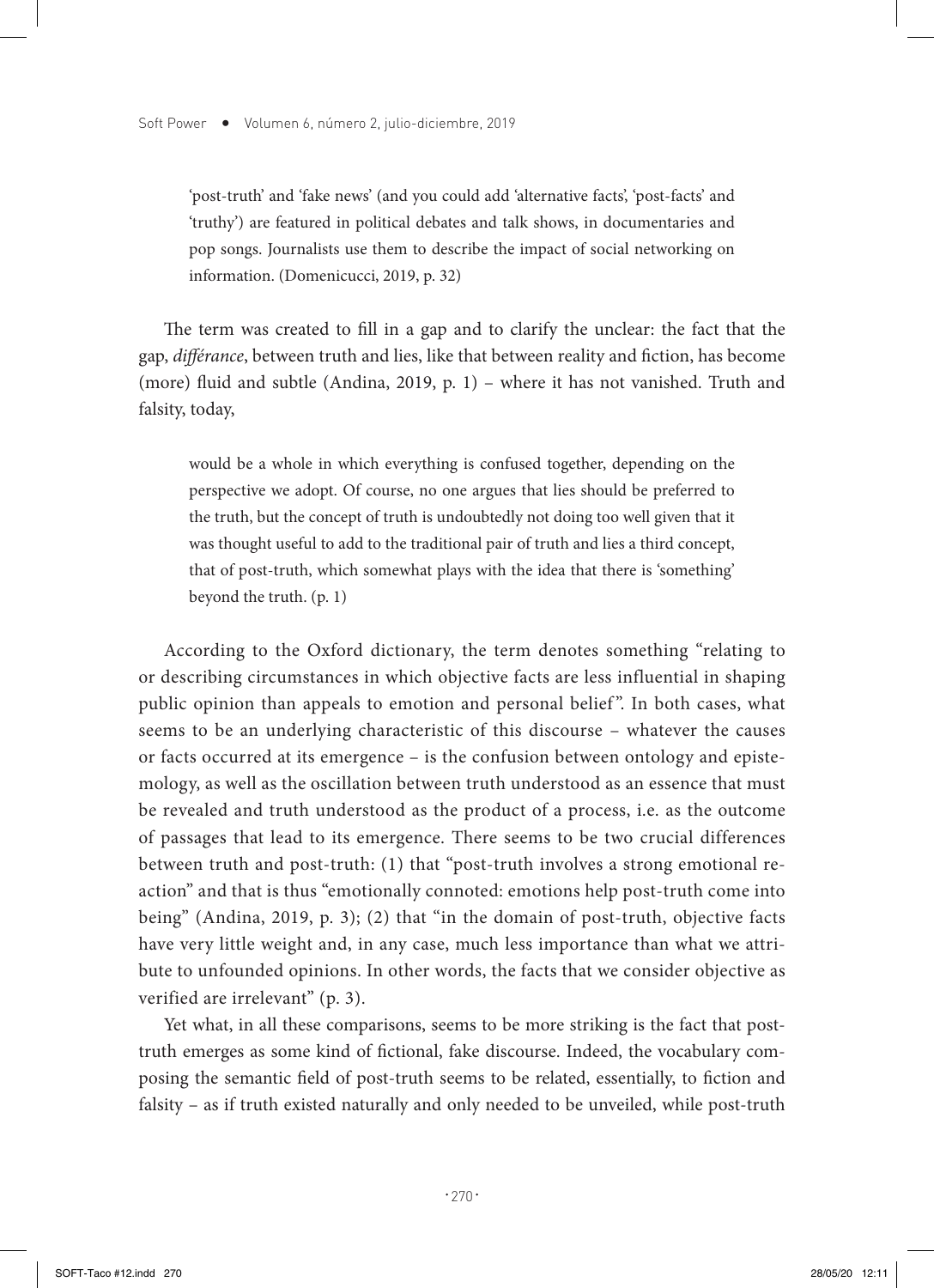> 'post-truth' and 'fake news' (and you could add 'alternative facts', 'post-facts' and 'truthy') are featured in political debates and talk shows, in documentaries and pop songs. Journalists use them to describe the impact of social networking on information. (Domenicucci, 2019, p. 32)

The term was created to fill in a gap and to clarify the unclear: the fact that the gap, *différance*, between truth and lies, like that between reality and fiction, has become (more) fluid and subtle (Andina, 2019, p. 1) – where it has not vanished. Truth and falsity, today,

> would be a whole in which everything is confused together, depending on the perspective we adopt. Of course, no one argues that lies should be preferred to the truth, but the concept of truth is undoubtedly not doing too well given that it was thought useful to add to the traditional pair of truth and lies a third concept, that of post-truth, which somewhat plays with the idea that there is 'something' beyond the truth. (p. 1)

According to the Oxford dictionary, the term denotes something "relating to or describing circumstances in which objective facts are less influential in shaping public opinion than appeals to emotion and personal belief". In both cases, what seems to be an underlying characteristic of this discourse – whatever the causes or facts occurred at its emergence – is the confusion between ontology and epistemology, as well as the oscillation between truth understood as an essence that must be revealed and truth understood as the product of a process, i.e. as the outcome of passages that lead to its emergence. There seems to be two crucial differences between truth and post-truth: (1) that "post-truth involves a strong emotional reaction" and that is thus "emotionally connoted: emotions help post-truth come into being" (Andina, 2019, p. 3); (2) that "in the domain of post-truth, objective facts have very little weight and, in any case, much less importance than what we attribute to unfounded opinions. In other words, the facts that we consider objective as verified are irrelevant" (p. 3).

Yet what, in all these comparisons, seems to be more striking is the fact that post-truth emerges as some kind of fictional, fake discourse. Indeed, the vocabulary composing the semantic field of post-truth seems to be related, essentially, to fiction and falsity – as if truth existed naturally and only needed to be unveiled, while post-truth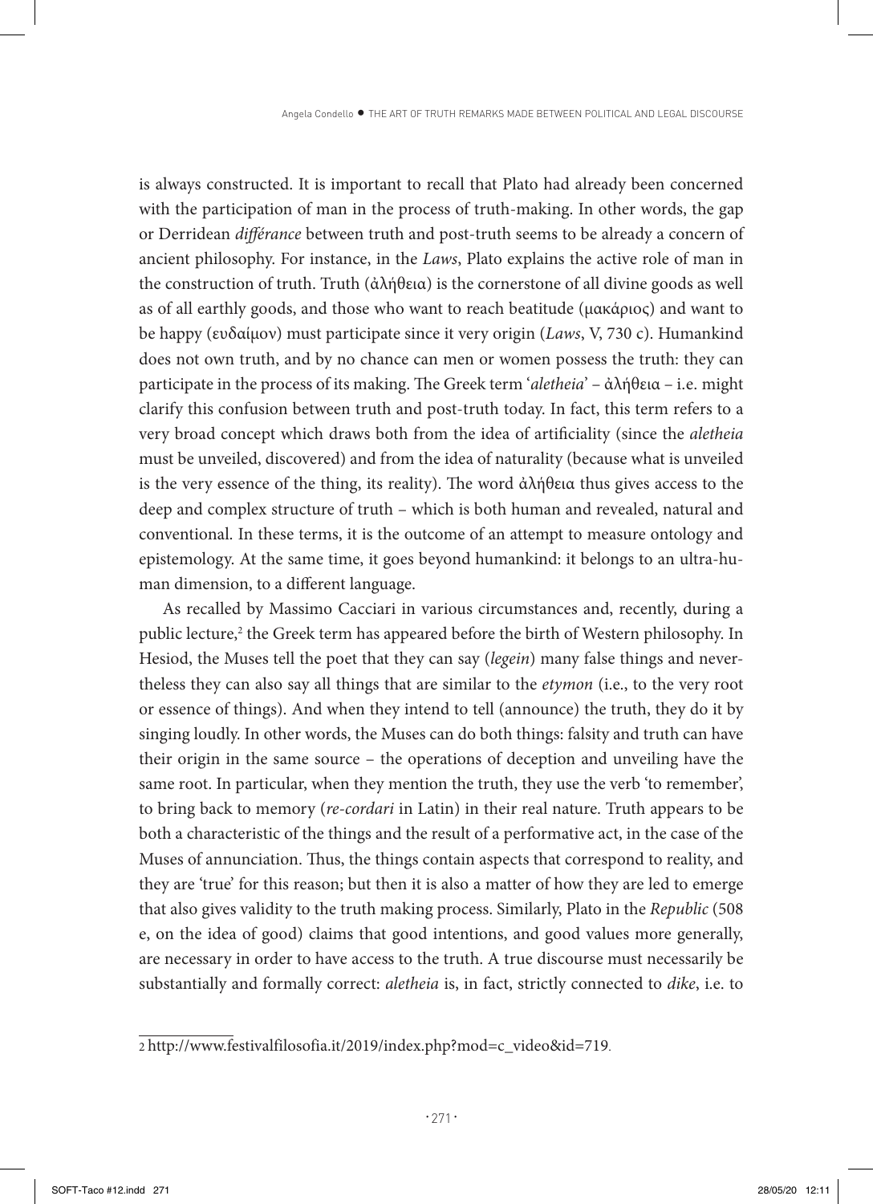is always constructed. It is important to recall that Plato had already been concerned with the participation of man in the process of truth-making. In other words, the gap or Derridean *différance* between truth and post-truth seems to be already a concern of ancient philosophy. For instance, in the *Laws*, Plato explains the active role of man in the construction of truth. Truth (ἀλήθεια) is the cornerstone of all divine goods as well as of all earthly goods, and those who want to reach beatitude (μακάριος) and want to be happy (ευδαίμον) must participate since it very origin (*Laws*, V, 730 c). Humankind does not own truth, and by no chance can men or women possess the truth: they can participate in the process of its making. The Greek term '*aletheia*' – ἀλήθεια – i.e. might clarify this confusion between truth and post-truth today. In fact, this term refers to a very broad concept which draws both from the idea of artificiality (since the *aletheia* must be unveiled, discovered) and from the idea of naturality (because what is unveiled is the very essence of the thing, its reality). The word ἀλήθεια thus gives access to the deep and complex structure of truth – which is both human and revealed, natural and conventional. In these terms, it is the outcome of an attempt to measure ontology and epistemology. At the same time, it goes beyond humankind: it belongs to an ultra-human dimension, to a different language.

As recalled by Massimo Cacciari in various circumstances and, recently, during a public lecture,[2] the Greek term has appeared before the birth of Western philosophy. In Hesiod, the Muses tell the poet that they can say (*legein*) many false things and nevertheless they can also say all things that are similar to the *etymon* (i.e., to the very root or essence of things). And when they intend to tell (announce) the truth, they do it by singing loudly. In other words, the Muses can do both things: falsity and truth can have their origin in the same source – the operations of deception and unveiling have the same root. In particular, when they mention the truth, they use the verb 'to remember', to bring back to memory (*re-cordari* in Latin) in their real nature. Truth appears to be both a characteristic of the things and the result of a performative act, in the case of the Muses of annunciation. Thus, the things contain aspects that correspond to reality, and they are 'true' for this reason; but then it is also a matter of how they are led to emerge that also gives validity to the truth making process. Similarly, Plato in the *Republic* (508 e, on the idea of good) claims that good intentions, and good values more generally, are necessary in order to have access to the truth. A true discourse must necessarily be substantially and formally correct: *aletheia* is, in fact, strictly connected to *dike*, i.e. to

2 http://www.festivalfilosofia.it/2019/index.php?mod=c_video&id=719.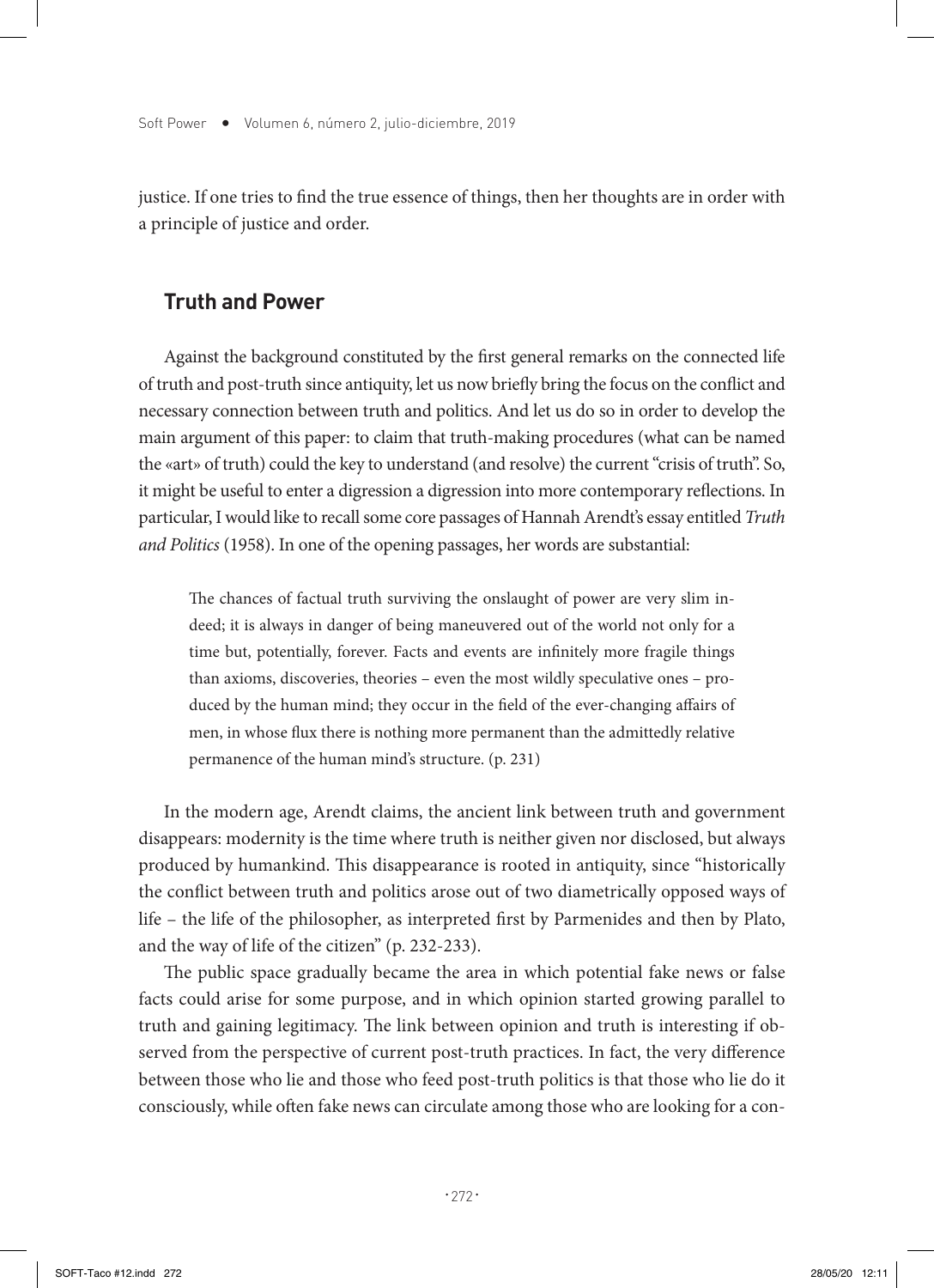justice. If one tries to find the true essence of things, then her thoughts are in order with a principle of justice and order.

## Truth and Power

Against the background constituted by the first general remarks on the connected life of truth and post-truth since antiquity, let us now briefly bring the focus on the conflict and necessary connection between truth and politics. And let us do so in order to develop the main argument of this paper: to claim that truth-making procedures (what can be named the «art» of truth) could the key to understand (and resolve) the current "crisis of truth". So, it might be useful to enter a digression a digression into more contemporary reflections. In particular, I would like to recall some core passages of Hannah Arendt's essay entitled *Truth and Politics* (1958). In one of the opening passages, her words are substantial:

> The chances of factual truth surviving the onslaught of power are very slim indeed; it is always in danger of being maneuvered out of the world not only for a time but, potentially, forever. Facts and events are infinitely more fragile things than axioms, discoveries, theories – even the most wildly speculative ones – produced by the human mind; they occur in the field of the ever-changing affairs of men, in whose flux there is nothing more permanent than the admittedly relative permanence of the human mind's structure. (p. 231)

In the modern age, Arendt claims, the ancient link between truth and government disappears: modernity is the time where truth is neither given nor disclosed, but always produced by humankind. This disappearance is rooted in antiquity, since "historically the conflict between truth and politics arose out of two diametrically opposed ways of life – the life of the philosopher, as interpreted first by Parmenides and then by Plato, and the way of life of the citizen" (p. 232-233).

The public space gradually became the area in which potential fake news or false facts could arise for some purpose, and in which opinion started growing parallel to truth and gaining legitimacy. The link between opinion and truth is interesting if observed from the perspective of current post-truth practices. In fact, the very difference between those who lie and those who feed post-truth politics is that those who lie do it consciously, while often fake news can circulate among those who are looking for a con-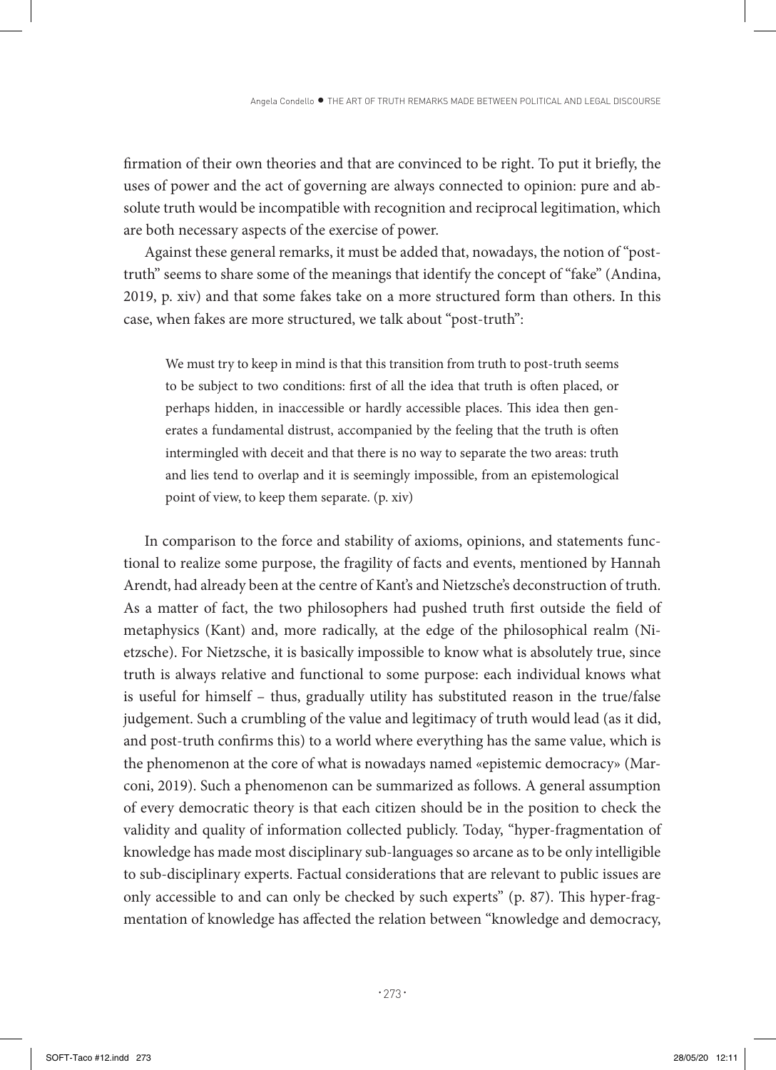firmation of their own theories and that are convinced to be right. To put it briefly, the uses of power and the act of governing are always connected to opinion: pure and absolute truth would be incompatible with recognition and reciprocal legitimation, which are both necessary aspects of the exercise of power.

Against these general remarks, it must be added that, nowadays, the notion of "post-truth" seems to share some of the meanings that identify the concept of "fake" (Andina, 2019, p. xiv) and that some fakes take on a more structured form than others. In this case, when fakes are more structured, we talk about "post-truth":

> We must try to keep in mind is that this transition from truth to post-truth seems to be subject to two conditions: first of all the idea that truth is often placed, or perhaps hidden, in inaccessible or hardly accessible places. This idea then generates a fundamental distrust, accompanied by the feeling that the truth is often intermingled with deceit and that there is no way to separate the two areas: truth and lies tend to overlap and it is seemingly impossible, from an epistemological point of view, to keep them separate. (p. xiv)

In comparison to the force and stability of axioms, opinions, and statements functional to realize some purpose, the fragility of facts and events, mentioned by Hannah Arendt, had already been at the centre of Kant's and Nietzsche's deconstruction of truth. As a matter of fact, the two philosophers had pushed truth first outside the field of metaphysics (Kant) and, more radically, at the edge of the philosophical realm (Nietzsche). For Nietzsche, it is basically impossible to know what is absolutely true, since truth is always relative and functional to some purpose: each individual knows what is useful for himself – thus, gradually utility has substituted reason in the true/false judgement. Such a crumbling of the value and legitimacy of truth would lead (as it did, and post-truth confirms this) to a world where everything has the same value, which is the phenomenon at the core of what is nowadays named «epistemic democracy» (Marconi, 2019). Such a phenomenon can be summarized as follows. A general assumption of every democratic theory is that each citizen should be in the position to check the validity and quality of information collected publicly. Today, "hyper-fragmentation of knowledge has made most disciplinary sub-languages so arcane as to be only intelligible to sub-disciplinary experts. Factual considerations that are relevant to public issues are only accessible to and can only be checked by such experts" (p. 87). This hyper-fragmentation of knowledge has affected the relation between "knowledge and democracy,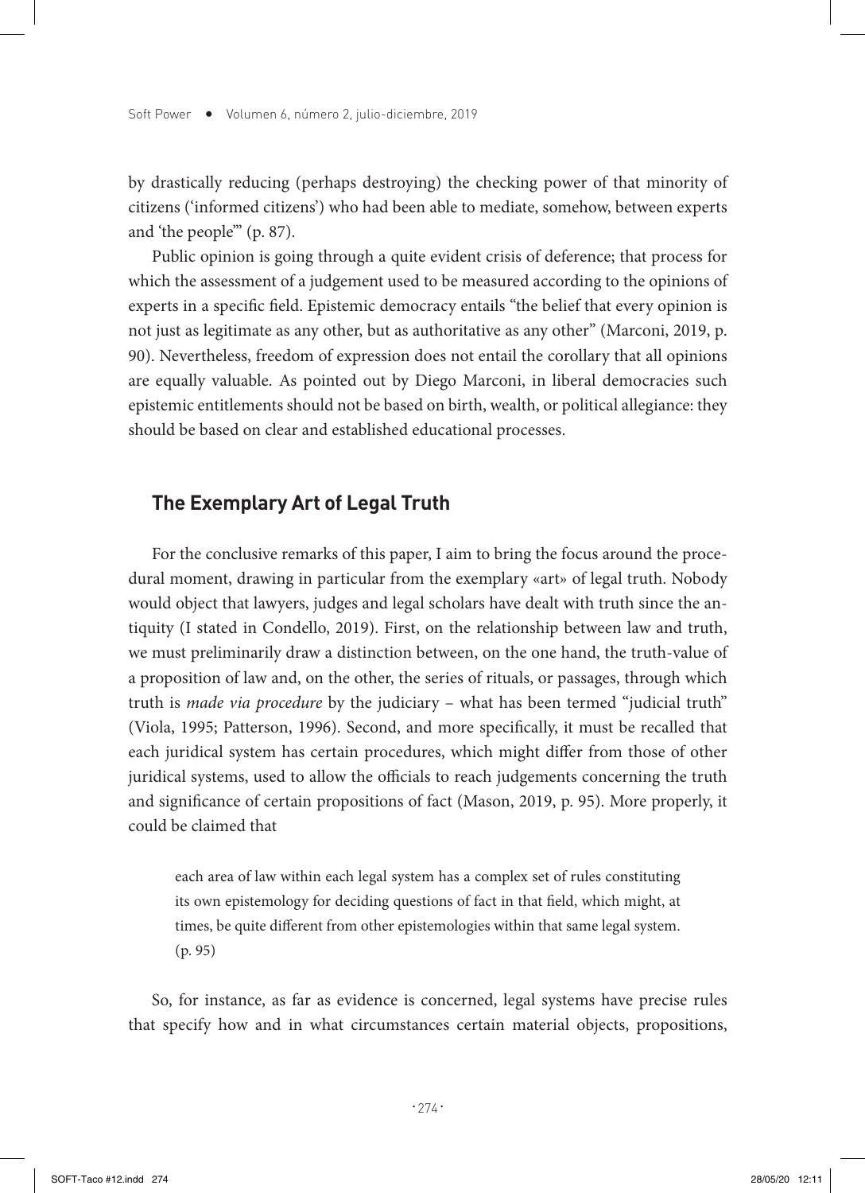by drastically reducing (perhaps destroying) the checking power of that minority of citizens ('informed citizens') who had been able to mediate, somehow, between experts and 'the people'" (p. 87).

Public opinion is going through a quite evident crisis of deference; that process for which the assessment of a judgement used to be measured according to the opinions of experts in a specific field. Epistemic democracy entails "the belief that every opinion is not just as legitimate as any other, but as authoritative as any other" (Marconi, 2019, p. 90). Nevertheless, freedom of expression does not entail the corollary that all opinions are equally valuable. As pointed out by Diego Marconi, in liberal democracies such epistemic entitlements should not be based on birth, wealth, or political allegiance: they should be based on clear and established educational processes.

## The Exemplary Art of Legal Truth

For the conclusive remarks of this paper, I aim to bring the focus around the procedural moment, drawing in particular from the exemplary «art» of legal truth. Nobody would object that lawyers, judges and legal scholars have dealt with truth since the antiquity (I stated in Condello, 2019). First, on the relationship between law and truth, we must preliminarily draw a distinction between, on the one hand, the truth-value of a proposition of law and, on the other, the series of rituals, or passages, through which truth is *made via procedure* by the judiciary – what has been termed "judicial truth" (Viola, 1995; Patterson, 1996). Second, and more specifically, it must be recalled that each juridical system has certain procedures, which might differ from those of other juridical systems, used to allow the officials to reach judgements concerning the truth and significance of certain propositions of fact (Mason, 2019, p. 95). More properly, it could be claimed that

> each area of law within each legal system has a complex set of rules constituting its own epistemology for deciding questions of fact in that field, which might, at times, be quite different from other epistemologies within that same legal system. (p. 95)

So, for instance, as far as evidence is concerned, legal systems have precise rules that specify how and in what circumstances certain material objects, propositions,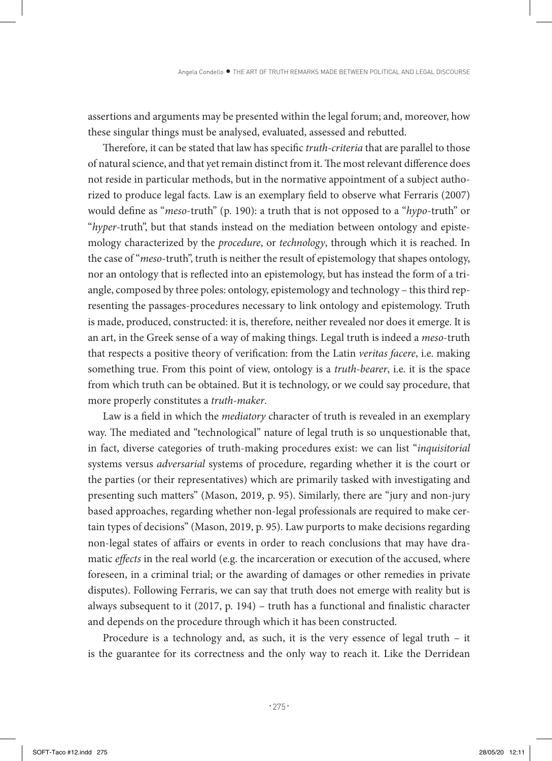assertions and arguments may be presented within the legal forum; and, moreover, how these singular things must be analysed, evaluated, assessed and rebutted.

Therefore, it can be stated that law has specific *truth-criteria* that are parallel to those of natural science, and that yet remain distinct from it. The most relevant difference does not reside in particular methods, but in the normative appointment of a subject authorized to produce legal facts. Law is an exemplary field to observe what Ferraris (2007) would define as "*meso*-truth" (p. 190): a truth that is not opposed to a "*hypo*-truth" or "*hyper*-truth", but that stands instead on the mediation between ontology and epistemology characterized by the *procedure*, or *technology*, through which it is reached. In the case of "*meso*-truth", truth is neither the result of epistemology that shapes ontology, nor an ontology that is reflected into an epistemology, but has instead the form of a triangle, composed by three poles: ontology, epistemology and technology – this third representing the passages-procedures necessary to link ontology and epistemology. Truth is made, produced, constructed: it is, therefore, neither revealed nor does it emerge. It is an art, in the Greek sense of a way of making things. Legal truth is indeed a *meso*-truth that respects a positive theory of verification: from the Latin *veritas facere*, i.e. making something true. From this point of view, ontology is a *truth-bearer*, i.e. it is the space from which truth can be obtained. But it is technology, or we could say procedure, that more properly constitutes a *truth-maker*.

Law is a field in which the *mediatory* character of truth is revealed in an exemplary way. The mediated and "technological" nature of legal truth is so unquestionable that, in fact, diverse categories of truth-making procedures exist: we can list "*inquisitorial* systems versus *adversarial* systems of procedure, regarding whether it is the court or the parties (or their representatives) which are primarily tasked with investigating and presenting such matters" (Mason, 2019, p. 95). Similarly, there are "jury and non-jury based approaches, regarding whether non-legal professionals are required to make certain types of decisions" (Mason, 2019, p. 95). Law purports to make decisions regarding non-legal states of affairs or events in order to reach conclusions that may have dramatic *effects* in the real world (e.g. the incarceration or execution of the accused, where foreseen, in a criminal trial; or the awarding of damages or other remedies in private disputes). Following Ferraris, we can say that truth does not emerge with reality but is always subsequent to it (2017, p. 194) – truth has a functional and finalistic character and depends on the procedure through which it has been constructed.

Procedure is a technology and, as such, it is the very essence of legal truth – it is the guarantee for its correctness and the only way to reach it. Like the Derridean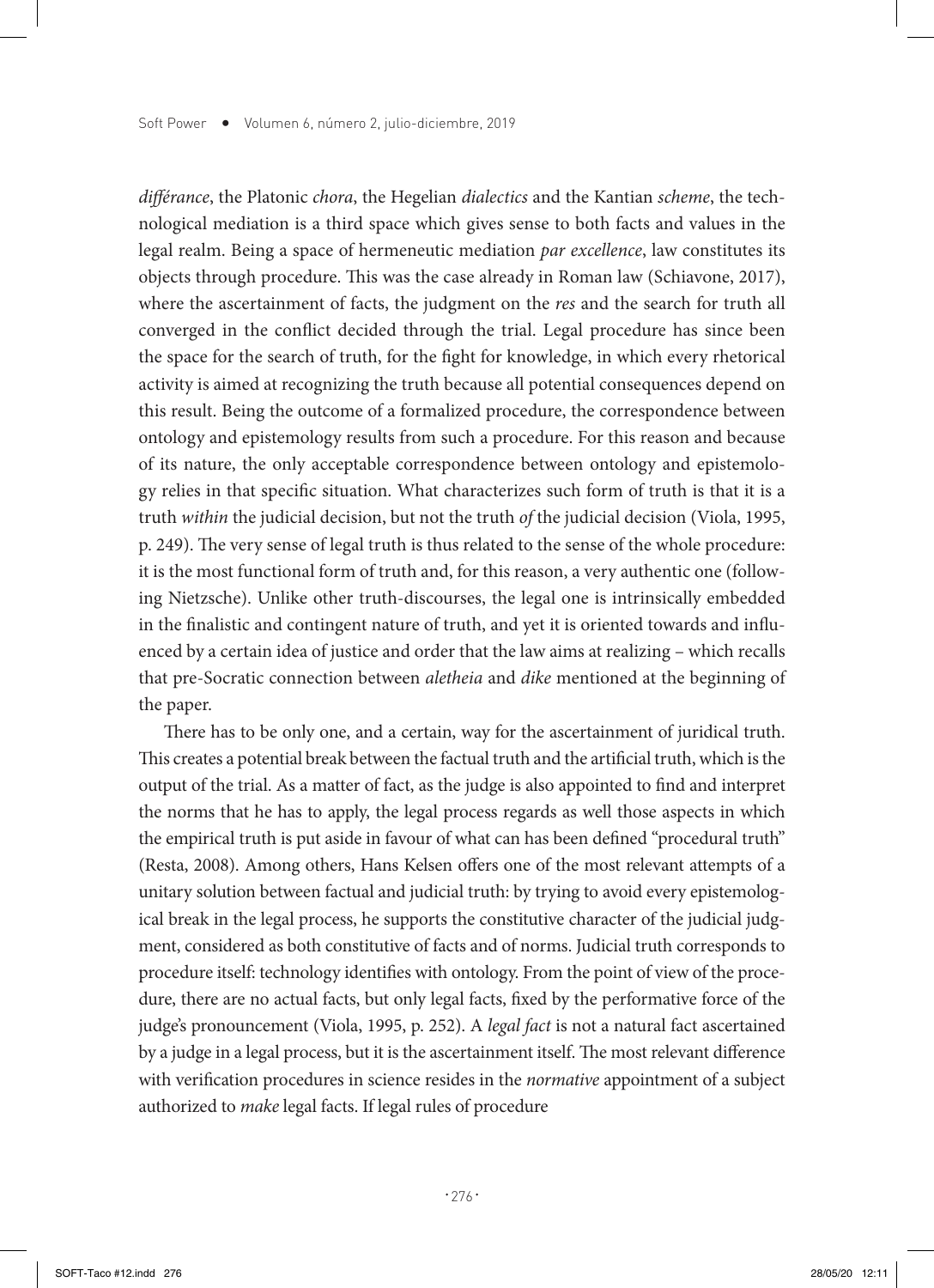*différance*, the Platonic *chora*, the Hegelian *dialectics* and the Kantian *scheme*, the technological mediation is a third space which gives sense to both facts and values in the legal realm. Being a space of hermeneutic mediation *par excellence*, law constitutes its objects through procedure. This was the case already in Roman law (Schiavone, 2017), where the ascertainment of facts, the judgment on the *res* and the search for truth all converged in the conflict decided through the trial. Legal procedure has since been the space for the search of truth, for the fight for knowledge, in which every rhetorical activity is aimed at recognizing the truth because all potential consequences depend on this result. Being the outcome of a formalized procedure, the correspondence between ontology and epistemology results from such a procedure. For this reason and because of its nature, the only acceptable correspondence between ontology and epistemology relies in that specific situation. What characterizes such form of truth is that it is a truth *within* the judicial decision, but not the truth *of* the judicial decision (Viola, 1995, p. 249). The very sense of legal truth is thus related to the sense of the whole procedure: it is the most functional form of truth and, for this reason, a very authentic one (following Nietzsche). Unlike other truth-discourses, the legal one is intrinsically embedded in the finalistic and contingent nature of truth, and yet it is oriented towards and influenced by a certain idea of justice and order that the law aims at realizing – which recalls that pre-Socratic connection between *aletheia* and *dike* mentioned at the beginning of the paper.

There has to be only one, and a certain, way for the ascertainment of juridical truth. This creates a potential break between the factual truth and the artificial truth, which is the output of the trial. As a matter of fact, as the judge is also appointed to find and interpret the norms that he has to apply, the legal process regards as well those aspects in which the empirical truth is put aside in favour of what can has been defined "procedural truth" (Resta, 2008). Among others, Hans Kelsen offers one of the most relevant attempts of a unitary solution between factual and judicial truth: by trying to avoid every epistemological break in the legal process, he supports the constitutive character of the judicial judgment, considered as both constitutive of facts and of norms. Judicial truth corresponds to procedure itself: technology identifies with ontology. From the point of view of the procedure, there are no actual facts, but only legal facts, fixed by the performative force of the judge's pronouncement (Viola, 1995, p. 252). A *legal fact* is not a natural fact ascertained by a judge in a legal process, but it is the ascertainment itself. The most relevant difference with verification procedures in science resides in the *normative* appointment of a subject authorized to *make* legal facts. If legal rules of procedure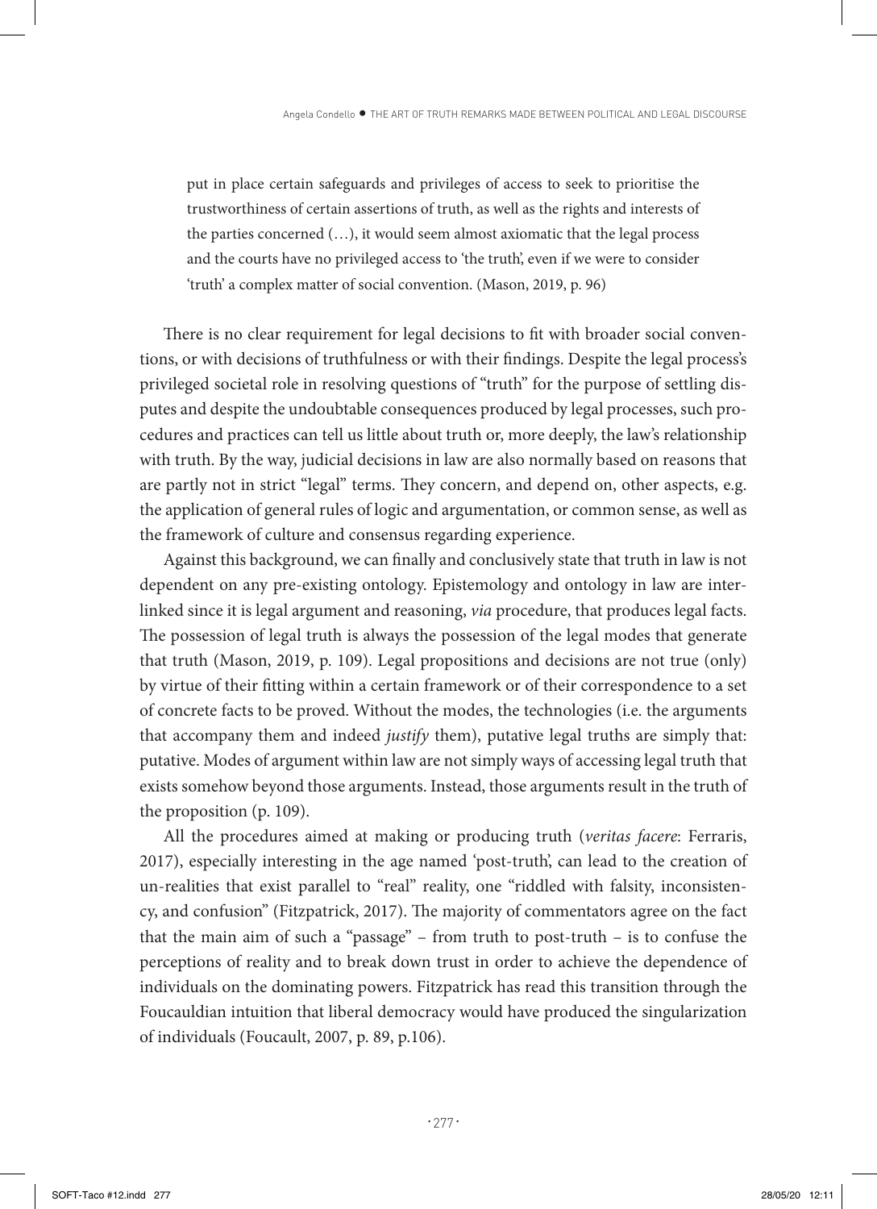> put in place certain safeguards and privileges of access to seek to prioritise the trustworthiness of certain assertions of truth, as well as the rights and interests of the parties concerned (…), it would seem almost axiomatic that the legal process and the courts have no privileged access to 'the truth', even if we were to consider 'truth' a complex matter of social convention. (Mason, 2019, p. 96)

There is no clear requirement for legal decisions to fit with broader social conventions, or with decisions of truthfulness or with their findings. Despite the legal process's privileged societal role in resolving questions of "truth" for the purpose of settling disputes and despite the undoubtable consequences produced by legal processes, such procedures and practices can tell us little about truth or, more deeply, the law's relationship with truth. By the way, judicial decisions in law are also normally based on reasons that are partly not in strict "legal" terms. They concern, and depend on, other aspects, e.g. the application of general rules of logic and argumentation, or common sense, as well as the framework of culture and consensus regarding experience.

Against this background, we can finally and conclusively state that truth in law is not dependent on any pre-existing ontology. Epistemology and ontology in law are interlinked since it is legal argument and reasoning, *via* procedure, that produces legal facts. The possession of legal truth is always the possession of the legal modes that generate that truth (Mason, 2019, p. 109). Legal propositions and decisions are not true (only) by virtue of their fitting within a certain framework or of their correspondence to a set of concrete facts to be proved. Without the modes, the technologies (i.e. the arguments that accompany them and indeed *justify* them), putative legal truths are simply that: putative. Modes of argument within law are not simply ways of accessing legal truth that exists somehow beyond those arguments. Instead, those arguments result in the truth of the proposition (p. 109).

All the procedures aimed at making or producing truth (*veritas facere*: Ferraris, 2017), especially interesting in the age named 'post-truth', can lead to the creation of un-realities that exist parallel to "real" reality, one "riddled with falsity, inconsistency, and confusion" (Fitzpatrick, 2017). The majority of commentators agree on the fact that the main aim of such a "passage" – from truth to post-truth – is to confuse the perceptions of reality and to break down trust in order to achieve the dependence of individuals on the dominating powers. Fitzpatrick has read this transition through the Foucauldian intuition that liberal democracy would have produced the singularization of individuals (Foucault, 2007, p. 89, p.106).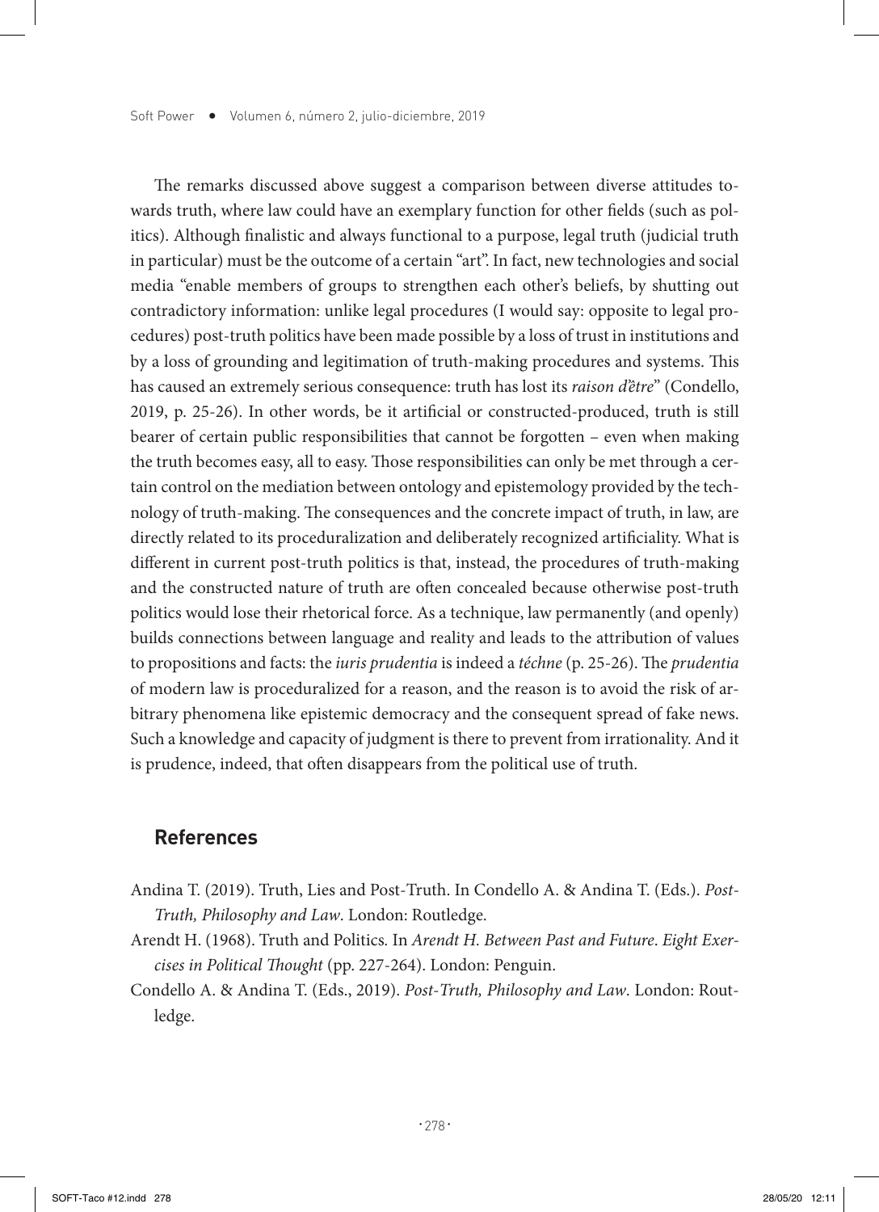The remarks discussed above suggest a comparison between diverse attitudes towards truth, where law could have an exemplary function for other fields (such as politics). Although finalistic and always functional to a purpose, legal truth (judicial truth in particular) must be the outcome of a certain "art". In fact, new technologies and social media "enable members of groups to strengthen each other's beliefs, by shutting out contradictory information: unlike legal procedures (I would say: opposite to legal procedures) post-truth politics have been made possible by a loss of trust in institutions and by a loss of grounding and legitimation of truth-making procedures and systems. This has caused an extremely serious consequence: truth has lost its *raison d'être*" (Condello, 2019, p. 25-26). In other words, be it artificial or constructed-produced, truth is still bearer of certain public responsibilities that cannot be forgotten – even when making the truth becomes easy, all to easy. Those responsibilities can only be met through a certain control on the mediation between ontology and epistemology provided by the technology of truth-making. The consequences and the concrete impact of truth, in law, are directly related to its proceduralization and deliberately recognized artificiality. What is different in current post-truth politics is that, instead, the procedures of truth-making and the constructed nature of truth are often concealed because otherwise post-truth politics would lose their rhetorical force. As a technique, law permanently (and openly) builds connections between language and reality and leads to the attribution of values to propositions and facts: the *iuris prudentia* is indeed a *téchne* (p. 25-26). The *prudentia* of modern law is proceduralized for a reason, and the reason is to avoid the risk of arbitrary phenomena like epistemic democracy and the consequent spread of fake news. Such a knowledge and capacity of judgment is there to prevent from irrationality. And it is prudence, indeed, that often disappears from the political use of truth.

## References

Andina T. (2019). Truth, Lies and Post-Truth. In Condello A. & Andina T. (Eds.). *Post-Truth, Philosophy and Law*. London: Routledge.

Arendt H. (1968). Truth and Politics. In *Arendt H. Between Past and Future. Eight Exercises in Political Thought* (pp. 227-264). London: Penguin.

Condello A. & Andina T. (Eds., 2019). *Post-Truth, Philosophy and Law*. London: Routledge.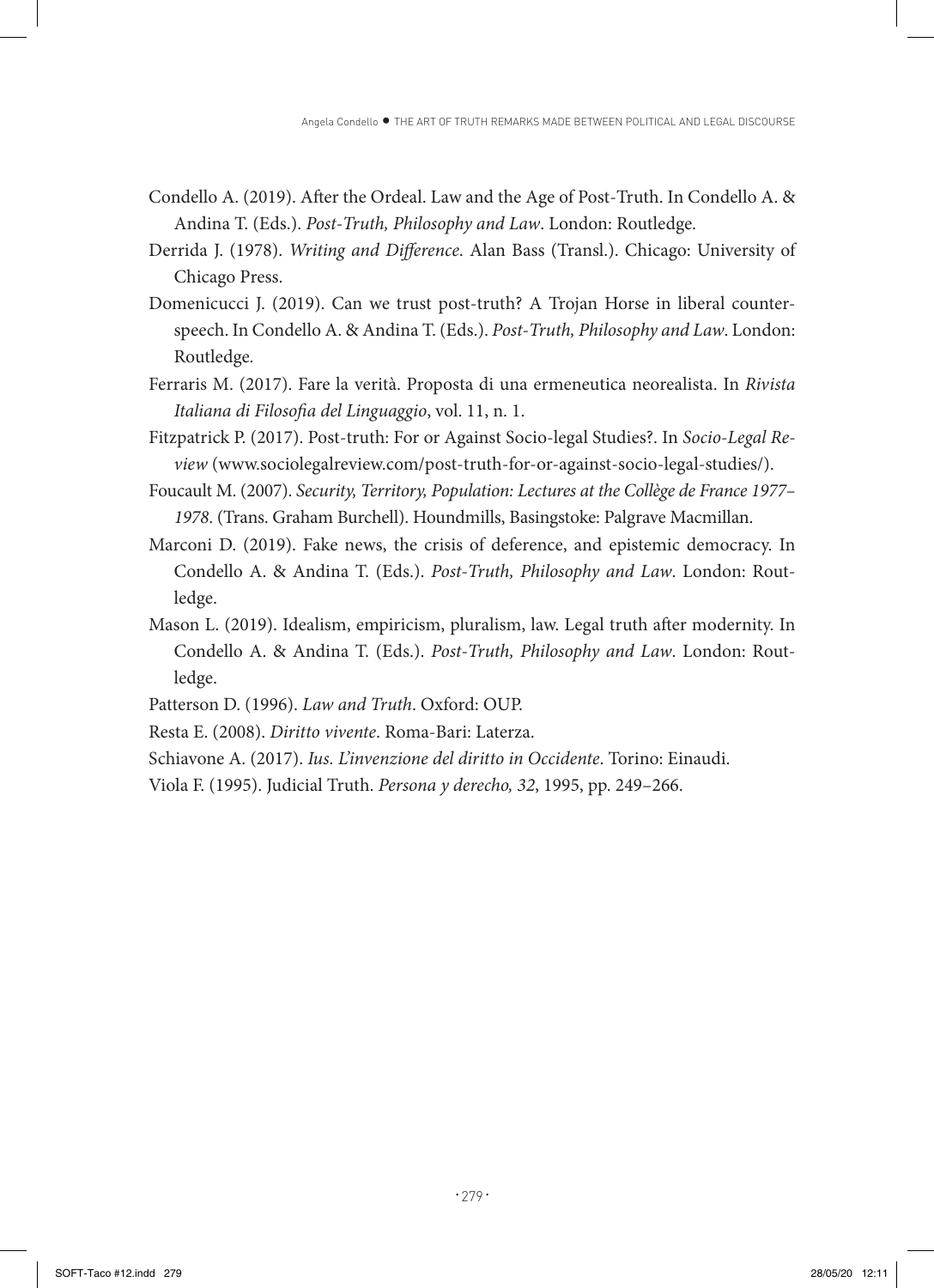Condello A. (2019). After the Ordeal. Law and the Age of Post-Truth. In Condello A. & Andina T. (Eds.). *Post-Truth, Philosophy and Law*. London: Routledge.

Derrida J. (1978). *Writing and Difference*. Alan Bass (Transl.). Chicago: University of Chicago Press.

Domenicucci J. (2019). Can we trust post-truth? A Trojan Horse in liberal counter-speech. In Condello A. & Andina T. (Eds.). *Post-Truth, Philosophy and Law*. London: Routledge.

Ferraris M. (2017). Fare la verità. Proposta di una ermeneutica neorealista. In *Rivista Italiana di Filosofia del Linguaggio*, vol. 11, n. 1.

Fitzpatrick P. (2017). Post-truth: For or Against Socio-legal Studies?. In *Socio-Legal Review* (www.sociolegalreview.com/post-truth-for-or-against-socio-legal-studies/).

Foucault M. (2007). *Security, Territory, Population: Lectures at the Collège de France 1977–1978*. (Trans. Graham Burchell). Houndmills, Basingstoke: Palgrave Macmillan.

Marconi D. (2019). Fake news, the crisis of deference, and epistemic democracy. In Condello A. & Andina T. (Eds.). *Post-Truth, Philosophy and Law*. London: Routledge.

Mason L. (2019). Idealism, empiricism, pluralism, law. Legal truth after modernity. In Condello A. & Andina T. (Eds.). *Post-Truth, Philosophy and Law*. London: Routledge.

Patterson D. (1996). *Law and Truth*. Oxford: OUP.

Resta E. (2008). *Diritto vivente*. Roma-Bari: Laterza.

Schiavone A. (2017). *Ius. L'invenzione del diritto in Occidente*. Torino: Einaudi.

Viola F. (1995). Judicial Truth. *Persona y derecho, 32*, 1995, pp. 249–266.